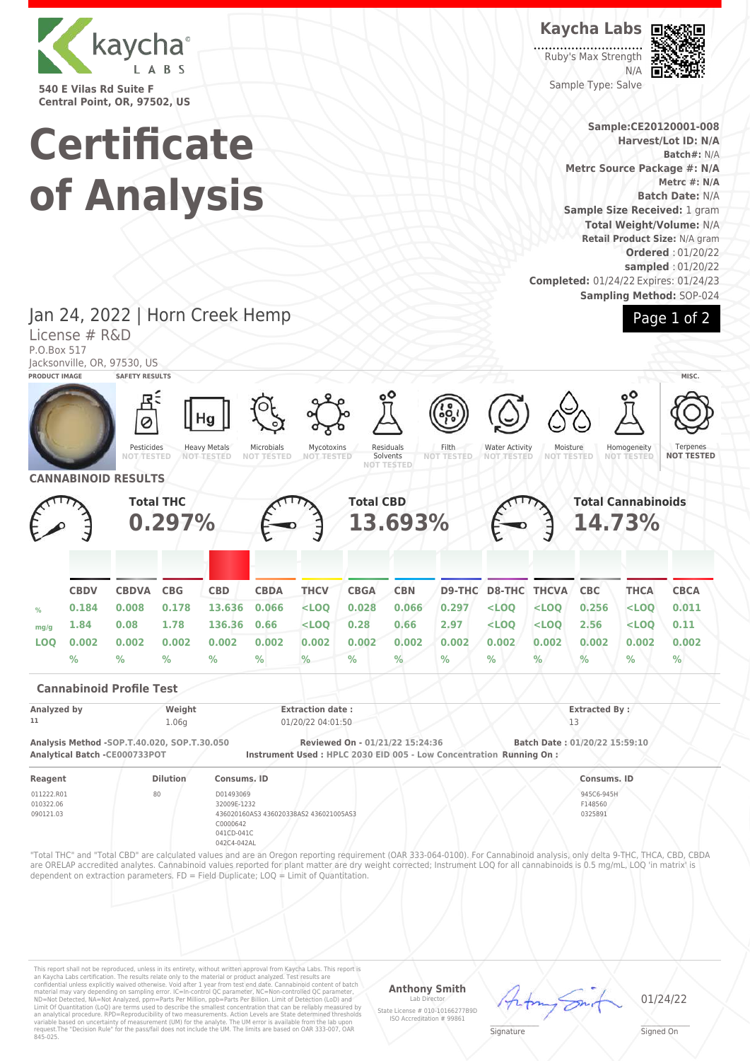kaycha LABS

540 E Vilas Rd Suite F
Central Point, OR, 97502, US

# Certificate of Analysis

**Kaycha Labs**

Ruby's Max Strength
N/A
Sample Type: Salve

**Sample:CE20120001-008**
**Harvest/Lot ID: N/A**
**Batch#:** N/A
**Metrc Source Package #: N/A**
**Metrc #: N/A**
**Batch Date:** N/A
**Sample Size Received:** 1 gram
**Total Weight/Volume:** N/A
**Retail Product Size:** N/A gram
**Ordered** : 01/20/22
**sampled** : 01/20/22
**Completed:** 01/24/22 Expires: 01/24/23
**Sampling Method:** SOP-024

## Jan 24, 2022 | Horn Creek Hemp

License # R&D
P.O.Box 517
Jacksonville, OR, 97530, US

**PRODUCT IMAGE** | **SAFETY RESULTS** | **MISC.**

| Pesticides | Heavy Metals | Microbials | Mycotoxins | Residuals Solvents | Filth | Water Activity | Moisture | Homogeneity | Terpenes |
|---|---|---|---|---|---|---|---|---|---|
| NOT TESTED | NOT TESTED | NOT TESTED | NOT TESTED | NOT TESTED | NOT TESTED | NOT TESTED | NOT TESTED | NOT TESTED | NOT TESTED |

## CANNABINOID RESULTS

**Total THC** 0.297% | **Total CBD** 13.693% | **Total Cannabinoids** 14.73%

| | CBDV | CBDVA | CBG | CBD | CBDA | THCV | CBGA | CBN | D9-THC | D8-THC | THCVA | CBC | THCA | CBCA |
|---|---|---|---|---|---|---|---|---|---|---|---|---|---|---|
| % | 0.184 | 0.008 | 0.178 | 13.636 | 0.066 | <LOQ | 0.028 | 0.066 | 0.297 | <LOQ | <LOQ | 0.256 | <LOQ | 0.011 |
| mg/g | 1.84 | 0.08 | 1.78 | 136.36 | 0.66 | <LOQ | 0.28 | 0.66 | 2.97 | <LOQ | <LOQ | 2.56 | <LOQ | 0.11 |
| LOQ | 0.002 % | 0.002 % | 0.002 % | 0.002 % | 0.002 % | 0.002 % | 0.002 % | 0.002 % | 0.002 % | 0.002 % | 0.002 % | 0.002 % | 0.002 % | 0.002 % |

### Cannabinoid Profile Test

| Analyzed by | Weight | Extraction date : | Extracted By : |
|---|---|---|---|
| 11 | 1.06g | 01/20/22 04:01:50 | 13 |

**Analysis Method -SOP.T.40.020, SOP.T.30.050** **Reviewed On - 01/21/22 15:24:36** **Batch Date : 01/20/22 15:59:10**
**Analytical Batch -CE000733POT** **Instrument Used : HPLC 2030 EID 005 - Low Concentration** **Running On :**

| Reagent | Dilution | Consums. ID | Consums. ID |
|---|---|---|---|
| 011222.R01<br>010322.06<br>090121.03 | 80 | D01493069<br>32009E-1232<br>436020160AS3 436020338AS2 436021005AS3<br>C0000642<br>041CD-041C<br>042C4-042AL | 945C6-945H<br>F148560<br>0325891 |

"Total THC" and "Total CBD" are calculated values and are an Oregon reporting requirement (OAR 333-064-0100). For Cannabinoid analysis, only delta 9-THC, THCA, CBD, CBDA are ORELAP accredited analytes. Cannabinoid values reported for plant matter are dry weight corrected; Instrument LOQ for all cannabinoids is 0.5 mg/mL, LOQ 'in matrix' is dependent on extraction parameters. FD = Field Duplicate; LOQ = Limit of Quantitation.

This report shall not be reproduced, unless in its entirety, without written approval from Kaycha Labs. This report is an Kaycha Labs certification. The results relate only to the material or product analyzed. Test results are confidential unless explicitly waived otherwise. Void after 1 year from test end date. Cannabinoid content of batch material may vary depending on sampling error. IC=In-control QC parameter, NC=Non-controlled QC parameter, ND=Not Detected, NA=Not Analyzed, ppm=Parts Per Million, ppb=Parts Per Billion. Limit of Detection (LoD) and Limit Of Quantitation (LoQ) are terms used to describe the smallest concentration that can be reliably measured by an analytical procedure. RPD=Reproducibility of two measurements. Action Levels are State determined thresholds variable based on uncertainty of measurement (UM) for the analyte. The UM error is available from the lab upon request.The "Decision Rule" for the pass/fail does not include the UM. The limits are based on OAR 333-007, OAR 845-025.

**Anthony Smith**
Lab Director
State License # 010-10166277B9D
ISO Accreditation # 99861

Signature

01/24/22
Signed On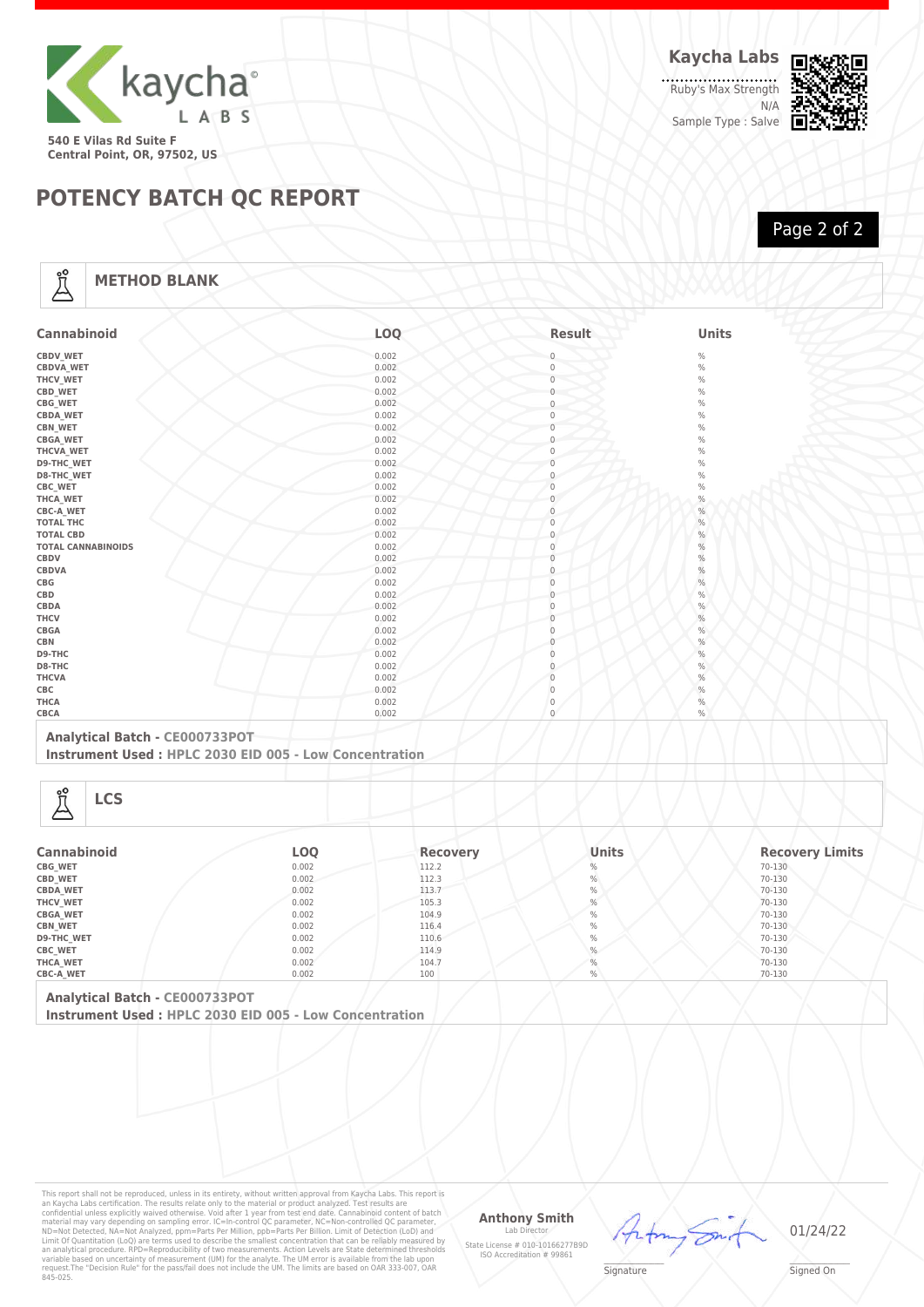Kaycha Labs

Ruby's Max Strength
N/A
Sample Type : Salve

540 E Vilas Rd Suite F
Central Point, OR, 97502, US

# POTENCY BATCH QC REPORT

## METHOD BLANK

| Cannabinoid | LOQ | Result | Units |
|---|---|---|---|
| CBDV_WET | 0.002 | 0 | % |
| CBDVA_WET | 0.002 | 0 | % |
| THCV_WET | 0.002 | 0 | % |
| CBD_WET | 0.002 | 0 | % |
| CBG_WET | 0.002 | 0 | % |
| CBDA_WET | 0.002 | 0 | % |
| CBN_WET | 0.002 | 0 | % |
| CBGA_WET | 0.002 | 0 | % |
| THCVA_WET | 0.002 | 0 | % |
| D9-THC_WET | 0.002 | 0 | % |
| D8-THC_WET | 0.002 | 0 | % |
| CBC_WET | 0.002 | 0 | % |
| THCA_WET | 0.002 | 0 | % |
| CBC-A_WET | 0.002 | 0 | % |
| TOTAL THC | 0.002 | 0 | % |
| TOTAL CBD | 0.002 | 0 | % |
| TOTAL CANNABINOIDS | 0.002 | 0 | % |
| CBDV | 0.002 | 0 | % |
| CBDVA | 0.002 | 0 | % |
| CBG | 0.002 | 0 | % |
| CBD | 0.002 | 0 | % |
| CBDA | 0.002 | 0 | % |
| THCV | 0.002 | 0 | % |
| CBGA | 0.002 | 0 | % |
| CBN | 0.002 | 0 | % |
| D9-THC | 0.002 | 0 | % |
| D8-THC | 0.002 | 0 | % |
| THCVA | 0.002 | 0 | % |
| CBC | 0.002 | 0 | % |
| THCA | 0.002 | 0 | % |
| CBCA | 0.002 | 0 | % |

**Analytical Batch - CE000733POT**
**Instrument Used : HPLC 2030 EID 005 - Low Concentration**

## LCS

| Cannabinoid | LOQ | Recovery | Units | Recovery Limits |
|---|---|---|---|---|
| CBG_WET | 0.002 | 112.2 | % | 70-130 |
| CBD_WET | 0.002 | 112.3 | % | 70-130 |
| CBDA_WET | 0.002 | 113.7 | % | 70-130 |
| THCV_WET | 0.002 | 105.3 | % | 70-130 |
| CBGA_WET | 0.002 | 104.9 | % | 70-130 |
| CBN_WET | 0.002 | 116.4 | % | 70-130 |
| D9-THC_WET | 0.002 | 110.6 | % | 70-130 |
| CBC_WET | 0.002 | 114.9 | % | 70-130 |
| THCA_WET | 0.002 | 104.7 | % | 70-130 |
| CBC-A_WET | 0.002 | 100 | % | 70-130 |

**Analytical Batch - CE000733POT**
**Instrument Used : HPLC 2030 EID 005 - Low Concentration**

This report shall not be reproduced, unless in its entirety, without written approval from Kaycha Labs. This report is an Kaycha Labs certification. The results relate only to the material or product analyzed. Test results are confidential unless explicitly waived otherwise. Void after 1 year from test end date. Cannabinoid content of batch material may vary depending on sampling error. IC=In-control QC parameter, NC=Non-controlled QC parameter, ND=Not Detected, NA=Not Analyzed, ppm=Parts Per Million, ppb=Parts Per Billion. Limit of Detection (LoD) and Limit Of Quantitation (LoQ) are terms used to describe the smallest concentration that can be reliably measured by an analytical procedure. RPD=Reproducibility of two measurements. Action Levels are State determined thresholds variable based on uncertainty of measurement (UM) for the analyte. The UM error is available from the lab upon request.The "Decision Rule" for the pass/fail does not include the UM. The limits are based on OAR 333-007, OAR 845-025.

**Anthony Smith**
Lab Director
State License # 010-10166277B9D
ISO Accreditation # 99861

Signature

01/24/22
Signed On